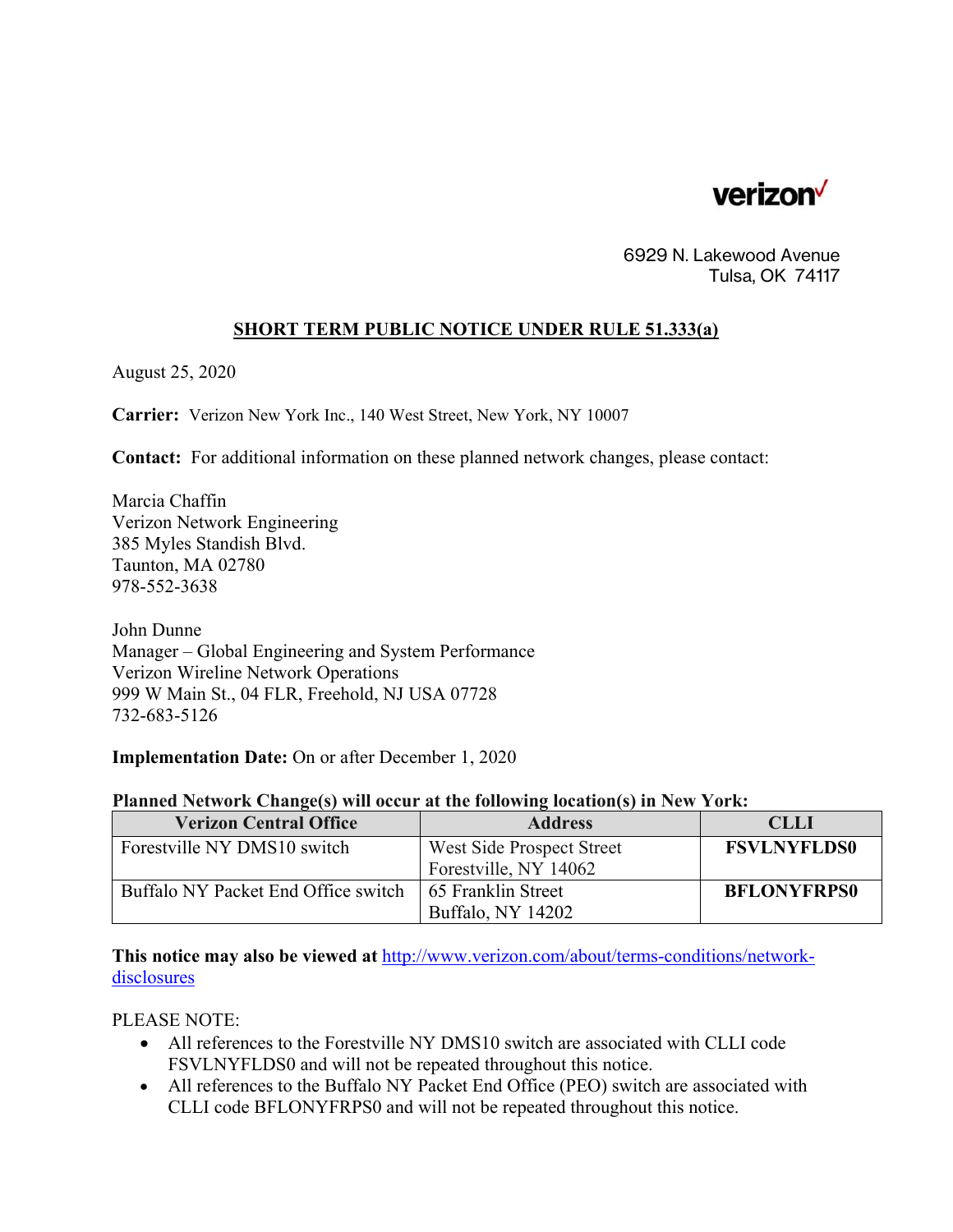verizon

6929 N. Lakewood Avenue
Tulsa, OK 74117

## SHORT TERM PUBLIC NOTICE UNDER RULE 51.333(a)

August 25, 2020

**Carrier:** Verizon New York Inc., 140 West Street, New York, NY 10007

**Contact:** For additional information on these planned network changes, please contact:

Marcia Chaffin
Verizon Network Engineering
385 Myles Standish Blvd.
Taunton, MA 02780
978-552-3638

John Dunne
Manager – Global Engineering and System Performance
Verizon Wireline Network Operations
999 W Main St., 04 FLR, Freehold, NJ USA 07728
732-683-5126

**Implementation Date:** On or after December 1, 2020

**Planned Network Change(s) will occur at the following location(s) in New York:**

| Verizon Central Office | Address | CLLI |
|---|---|---|
| Forestville NY DMS10 switch | West Side Prospect Street Forestville, NY 14062 | **FSVLNYFLDS0** |
| Buffalo NY Packet End Office switch | 65 Franklin Street Buffalo, NY 14202 | **BFLONYFRPS0** |

**This notice may also be viewed at** http://www.verizon.com/about/terms-conditions/network-disclosures

PLEASE NOTE:

- All references to the Forestville NY DMS10 switch are associated with CLLI code FSVLNYFLDS0 and will not be repeated throughout this notice.
- All references to the Buffalo NY Packet End Office (PEO) switch are associated with CLLI code BFLONYFRPS0 and will not be repeated throughout this notice.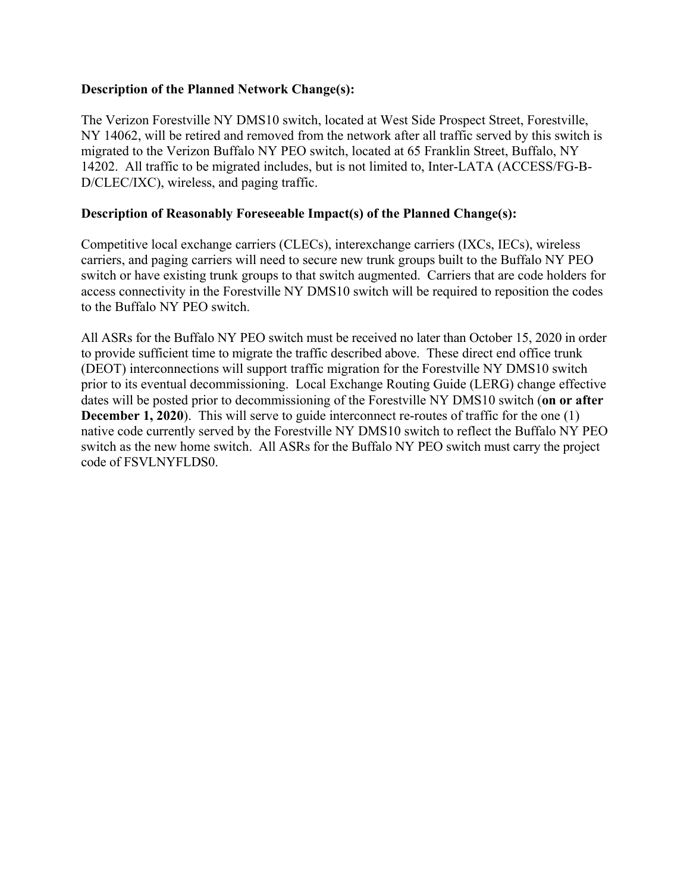**Description of the Planned Network Change(s):**

The Verizon Forestville NY DMS10 switch, located at West Side Prospect Street, Forestville, NY 14062, will be retired and removed from the network after all traffic served by this switch is migrated to the Verizon Buffalo NY PEO switch, located at 65 Franklin Street, Buffalo, NY 14202. All traffic to be migrated includes, but is not limited to, Inter-LATA (ACCESS/FG-B-D/CLEC/IXC), wireless, and paging traffic.

**Description of Reasonably Foreseeable Impact(s) of the Planned Change(s):**

Competitive local exchange carriers (CLECs), interexchange carriers (IXCs, IECs), wireless carriers, and paging carriers will need to secure new trunk groups built to the Buffalo NY PEO switch or have existing trunk groups to that switch augmented. Carriers that are code holders for access connectivity in the Forestville NY DMS10 switch will be required to reposition the codes to the Buffalo NY PEO switch.

All ASRs for the Buffalo NY PEO switch must be received no later than October 15, 2020 in order to provide sufficient time to migrate the traffic described above. These direct end office trunk (DEOT) interconnections will support traffic migration for the Forestville NY DMS10 switch prior to its eventual decommissioning. Local Exchange Routing Guide (LERG) change effective dates will be posted prior to decommissioning of the Forestville NY DMS10 switch (**on or after December 1, 2020**). This will serve to guide interconnect re-routes of traffic for the one (1) native code currently served by the Forestville NY DMS10 switch to reflect the Buffalo NY PEO switch as the new home switch. All ASRs for the Buffalo NY PEO switch must carry the project code of FSVLNYFLDS0.